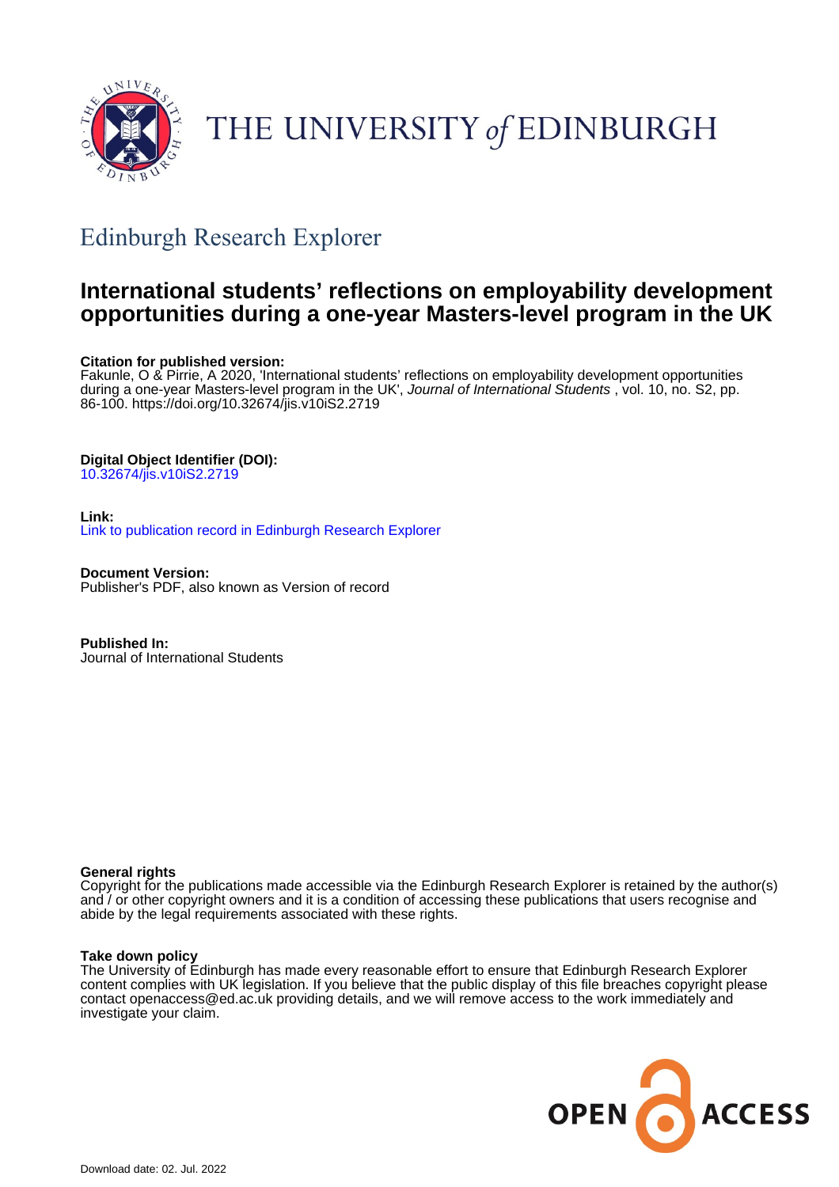# THE UNIVERSITY *of* EDINBURGH

## Edinburgh Research Explorer

# International students' reflections on employability development opportunities during a one-year Masters-level program in the UK

**Citation for published version:**
Fakunle, O & Pirrie, A 2020, 'International students' reflections on employability development opportunities during a one-year Masters-level program in the UK', *Journal of International Students* , vol. 10, no. S2, pp. 86-100. https://doi.org/10.32674/jis.v10iS2.2719

**Digital Object Identifier (DOI):**
10.32674/jis.v10iS2.2719

**Link:**
Link to publication record in Edinburgh Research Explorer

**Document Version:**
Publisher's PDF, also known as Version of record

**Published In:**
Journal of International Students

**General rights**
Copyright for the publications made accessible via the Edinburgh Research Explorer is retained by the author(s) and / or other copyright owners and it is a condition of accessing these publications that users recognise and abide by the legal requirements associated with these rights.

**Take down policy**
The University of Edinburgh has made every reasonable effort to ensure that Edinburgh Research Explorer content complies with UK legislation. If you believe that the public display of this file breaches copyright please contact openaccess@ed.ac.uk providing details, and we will remove access to the work immediately and investigate your claim.

OPEN ACCESS

Download date: 02. Jul. 2022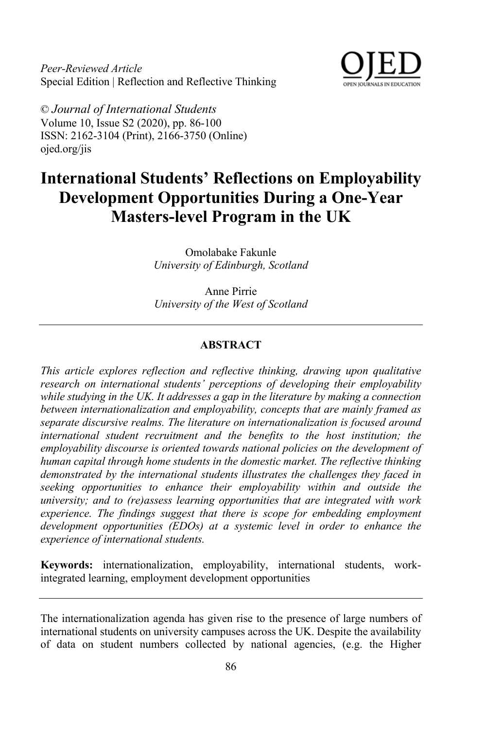*Peer-Reviewed Article*
Special Edition | Reflection and Reflective Thinking

© *Journal of International Students*
Volume 10, Issue S2 (2020), pp. 86-100
ISSN: 2162-3104 (Print), 2166-3750 (Online)
ojed.org/jis

# International Students' Reflections on Employability Development Opportunities During a One-Year Masters-level Program in the UK

Omolabake Fakunle
*University of Edinburgh, Scotland*

Anne Pirrie
*University of the West of Scotland*

## ABSTRACT

*This article explores reflection and reflective thinking, drawing upon qualitative research on international students' perceptions of developing their employability while studying in the UK. It addresses a gap in the literature by making a connection between internationalization and employability, concepts that are mainly framed as separate discursive realms. The literature on internationalization is focused around international student recruitment and the benefits to the host institution; the employability discourse is oriented towards national policies on the development of human capital through home students in the domestic market. The reflective thinking demonstrated by the international students illustrates the challenges they faced in seeking opportunities to enhance their employability within and outside the university; and to (re)assess learning opportunities that are integrated with work experience. The findings suggest that there is scope for embedding employment development opportunities (EDOs) at a systemic level in order to enhance the experience of international students.*

**Keywords:** internationalization, employability, international students, work-integrated learning, employment development opportunities

The internationalization agenda has given rise to the presence of large numbers of international students on university campuses across the UK. Despite the availability of data on student numbers collected by national agencies, (e.g. the Higher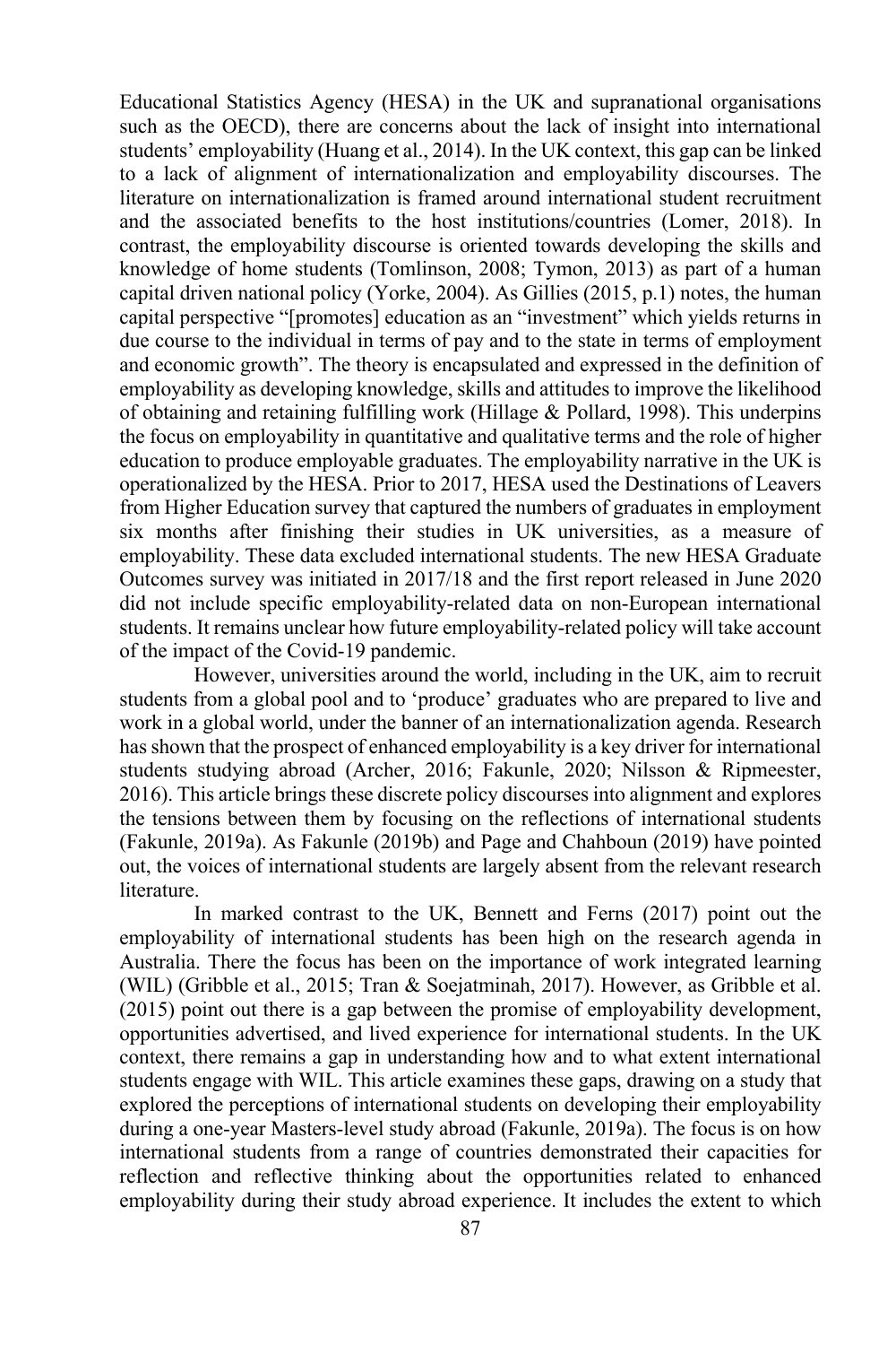Educational Statistics Agency (HESA) in the UK and supranational organisations such as the OECD), there are concerns about the lack of insight into international students' employability (Huang et al., 2014). In the UK context, this gap can be linked to a lack of alignment of internationalization and employability discourses. The literature on internationalization is framed around international student recruitment and the associated benefits to the host institutions/countries (Lomer, 2018). In contrast, the employability discourse is oriented towards developing the skills and knowledge of home students (Tomlinson, 2008; Tymon, 2013) as part of a human capital driven national policy (Yorke, 2004). As Gillies (2015, p.1) notes, the human capital perspective "[promotes] education as an "investment" which yields returns in due course to the individual in terms of pay and to the state in terms of employment and economic growth". The theory is encapsulated and expressed in the definition of employability as developing knowledge, skills and attitudes to improve the likelihood of obtaining and retaining fulfilling work (Hillage & Pollard, 1998). This underpins the focus on employability in quantitative and qualitative terms and the role of higher education to produce employable graduates. The employability narrative in the UK is operationalized by the HESA. Prior to 2017, HESA used the Destinations of Leavers from Higher Education survey that captured the numbers of graduates in employment six months after finishing their studies in UK universities, as a measure of employability. These data excluded international students. The new HESA Graduate Outcomes survey was initiated in 2017/18 and the first report released in June 2020 did not include specific employability-related data on non-European international students. It remains unclear how future employability-related policy will take account of the impact of the Covid-19 pandemic.

However, universities around the world, including in the UK, aim to recruit students from a global pool and to 'produce' graduates who are prepared to live and work in a global world, under the banner of an internationalization agenda. Research has shown that the prospect of enhanced employability is a key driver for international students studying abroad (Archer, 2016; Fakunle, 2020; Nilsson & Ripmeester, 2016). This article brings these discrete policy discourses into alignment and explores the tensions between them by focusing on the reflections of international students (Fakunle, 2019a). As Fakunle (2019b) and Page and Chahboun (2019) have pointed out, the voices of international students are largely absent from the relevant research literature.

In marked contrast to the UK, Bennett and Ferns (2017) point out the employability of international students has been high on the research agenda in Australia. There the focus has been on the importance of work integrated learning (WIL) (Gribble et al., 2015; Tran & Soejatminah, 2017). However, as Gribble et al. (2015) point out there is a gap between the promise of employability development, opportunities advertised, and lived experience for international students. In the UK context, there remains a gap in understanding how and to what extent international students engage with WIL. This article examines these gaps, drawing on a study that explored the perceptions of international students on developing their employability during a one-year Masters-level study abroad (Fakunle, 2019a). The focus is on how international students from a range of countries demonstrated their capacities for reflection and reflective thinking about the opportunities related to enhanced employability during their study abroad experience. It includes the extent to which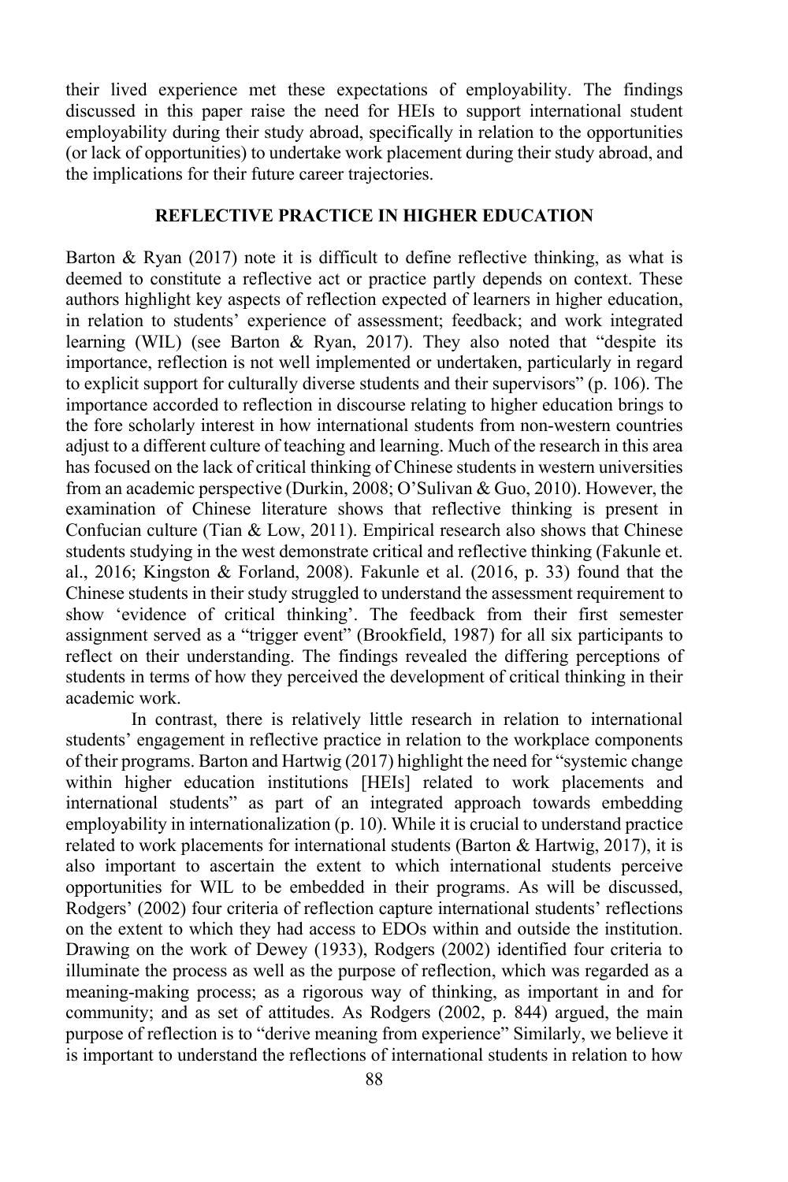their lived experience met these expectations of employability. The findings discussed in this paper raise the need for HEIs to support international student employability during their study abroad, specifically in relation to the opportunities (or lack of opportunities) to undertake work placement during their study abroad, and the implications for their future career trajectories.

## REFLECTIVE PRACTICE IN HIGHER EDUCATION

Barton & Ryan (2017) note it is difficult to define reflective thinking, as what is deemed to constitute a reflective act or practice partly depends on context. These authors highlight key aspects of reflection expected of learners in higher education, in relation to students' experience of assessment; feedback; and work integrated learning (WIL) (see Barton & Ryan, 2017). They also noted that "despite its importance, reflection is not well implemented or undertaken, particularly in regard to explicit support for culturally diverse students and their supervisors" (p. 106). The importance accorded to reflection in discourse relating to higher education brings to the fore scholarly interest in how international students from non-western countries adjust to a different culture of teaching and learning. Much of the research in this area has focused on the lack of critical thinking of Chinese students in western universities from an academic perspective (Durkin, 2008; O'Sulivan & Guo, 2010). However, the examination of Chinese literature shows that reflective thinking is present in Confucian culture (Tian & Low, 2011). Empirical research also shows that Chinese students studying in the west demonstrate critical and reflective thinking (Fakunle et. al., 2016; Kingston & Forland, 2008). Fakunle et al. (2016, p. 33) found that the Chinese students in their study struggled to understand the assessment requirement to show 'evidence of critical thinking'. The feedback from their first semester assignment served as a "trigger event" (Brookfield, 1987) for all six participants to reflect on their understanding. The findings revealed the differing perceptions of students in terms of how they perceived the development of critical thinking in their academic work.

In contrast, there is relatively little research in relation to international students' engagement in reflective practice in relation to the workplace components of their programs. Barton and Hartwig (2017) highlight the need for "systemic change within higher education institutions [HEIs] related to work placements and international students" as part of an integrated approach towards embedding employability in internationalization (p. 10). While it is crucial to understand practice related to work placements for international students (Barton & Hartwig, 2017), it is also important to ascertain the extent to which international students perceive opportunities for WIL to be embedded in their programs. As will be discussed, Rodgers' (2002) four criteria of reflection capture international students' reflections on the extent to which they had access to EDOs within and outside the institution. Drawing on the work of Dewey (1933), Rodgers (2002) identified four criteria to illuminate the process as well as the purpose of reflection, which was regarded as a meaning-making process; as a rigorous way of thinking, as important in and for community; and as set of attitudes. As Rodgers (2002, p. 844) argued, the main purpose of reflection is to "derive meaning from experience" Similarly, we believe it is important to understand the reflections of international students in relation to how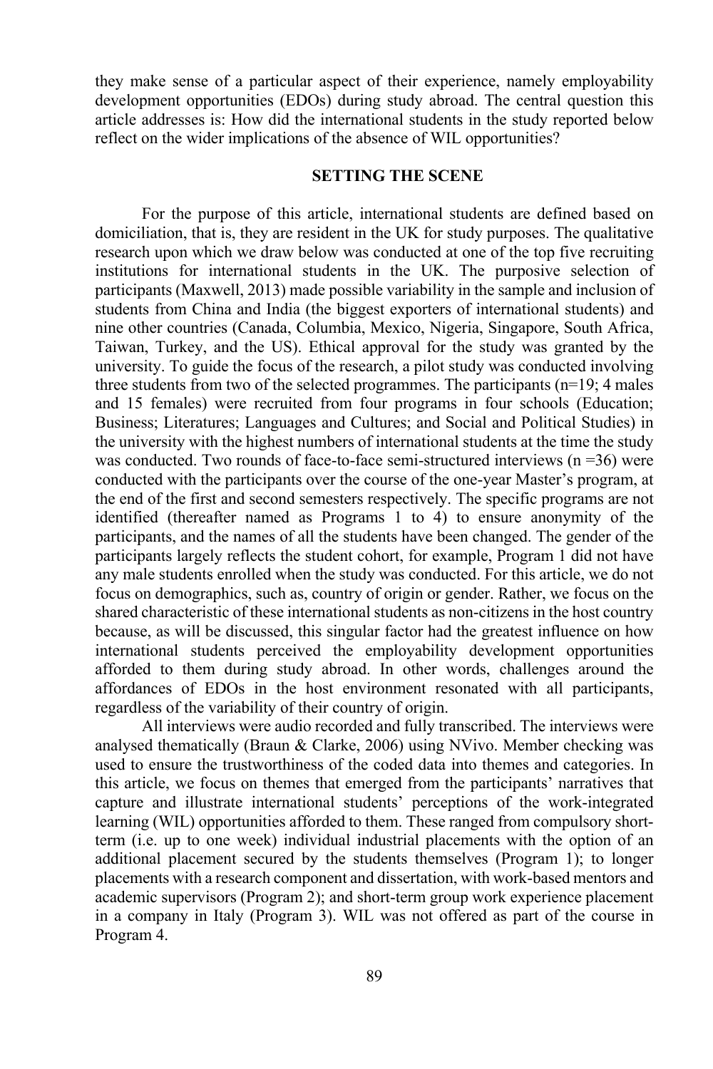they make sense of a particular aspect of their experience, namely employability development opportunities (EDOs) during study abroad. The central question this article addresses is: How did the international students in the study reported below reflect on the wider implications of the absence of WIL opportunities?

## SETTING THE SCENE

For the purpose of this article, international students are defined based on domiciliation, that is, they are resident in the UK for study purposes. The qualitative research upon which we draw below was conducted at one of the top five recruiting institutions for international students in the UK. The purposive selection of participants (Maxwell, 2013) made possible variability in the sample and inclusion of students from China and India (the biggest exporters of international students) and nine other countries (Canada, Columbia, Mexico, Nigeria, Singapore, South Africa, Taiwan, Turkey, and the US). Ethical approval for the study was granted by the university. To guide the focus of the research, a pilot study was conducted involving three students from two of the selected programmes. The participants (n=19; 4 males and 15 females) were recruited from four programs in four schools (Education; Business; Literatures; Languages and Cultures; and Social and Political Studies) in the university with the highest numbers of international students at the time the study was conducted. Two rounds of face-to-face semi-structured interviews (n =36) were conducted with the participants over the course of the one-year Master's program, at the end of the first and second semesters respectively. The specific programs are not identified (thereafter named as Programs 1 to 4) to ensure anonymity of the participants, and the names of all the students have been changed. The gender of the participants largely reflects the student cohort, for example, Program 1 did not have any male students enrolled when the study was conducted. For this article, we do not focus on demographics, such as, country of origin or gender. Rather, we focus on the shared characteristic of these international students as non-citizens in the host country because, as will be discussed, this singular factor had the greatest influence on how international students perceived the employability development opportunities afforded to them during study abroad. In other words, challenges around the affordances of EDOs in the host environment resonated with all participants, regardless of the variability of their country of origin.

All interviews were audio recorded and fully transcribed. The interviews were analysed thematically (Braun & Clarke, 2006) using NVivo. Member checking was used to ensure the trustworthiness of the coded data into themes and categories. In this article, we focus on themes that emerged from the participants' narratives that capture and illustrate international students' perceptions of the work-integrated learning (WIL) opportunities afforded to them. These ranged from compulsory short-term (i.e. up to one week) individual industrial placements with the option of an additional placement secured by the students themselves (Program 1); to longer placements with a research component and dissertation, with work-based mentors and academic supervisors (Program 2); and short-term group work experience placement in a company in Italy (Program 3). WIL was not offered as part of the course in Program 4.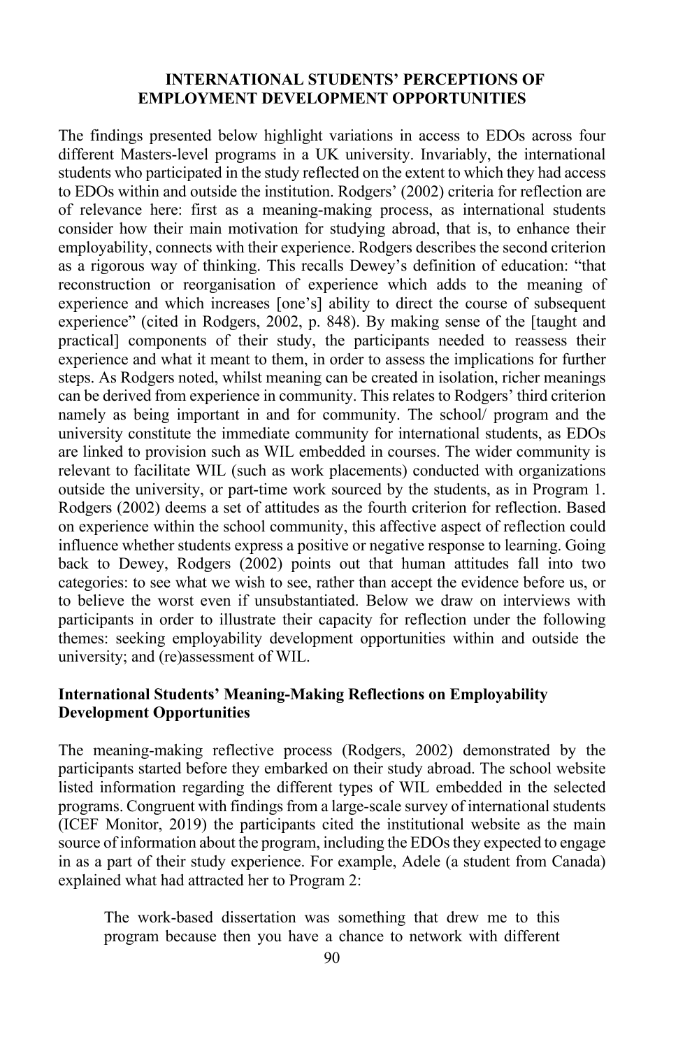## INTERNATIONAL STUDENTS' PERCEPTIONS OF EMPLOYMENT DEVELOPMENT OPPORTUNITIES

The findings presented below highlight variations in access to EDOs across four different Masters-level programs in a UK university. Invariably, the international students who participated in the study reflected on the extent to which they had access to EDOs within and outside the institution. Rodgers' (2002) criteria for reflection are of relevance here: first as a meaning-making process, as international students consider how their main motivation for studying abroad, that is, to enhance their employability, connects with their experience. Rodgers describes the second criterion as a rigorous way of thinking. This recalls Dewey's definition of education: "that reconstruction or reorganisation of experience which adds to the meaning of experience and which increases [one's] ability to direct the course of subsequent experience" (cited in Rodgers, 2002, p. 848). By making sense of the [taught and practical] components of their study, the participants needed to reassess their experience and what it meant to them, in order to assess the implications for further steps. As Rodgers noted, whilst meaning can be created in isolation, richer meanings can be derived from experience in community. This relates to Rodgers' third criterion namely as being important in and for community. The school/ program and the university constitute the immediate community for international students, as EDOs are linked to provision such as WIL embedded in courses. The wider community is relevant to facilitate WIL (such as work placements) conducted with organizations outside the university, or part-time work sourced by the students, as in Program 1. Rodgers (2002) deems a set of attitudes as the fourth criterion for reflection. Based on experience within the school community, this affective aspect of reflection could influence whether students express a positive or negative response to learning. Going back to Dewey, Rodgers (2002) points out that human attitudes fall into two categories: to see what we wish to see, rather than accept the evidence before us, or to believe the worst even if unsubstantiated. Below we draw on interviews with participants in order to illustrate their capacity for reflection under the following themes: seeking employability development opportunities within and outside the university; and (re)assessment of WIL.

### International Students' Meaning-Making Reflections on Employability Development Opportunities

The meaning-making reflective process (Rodgers, 2002) demonstrated by the participants started before they embarked on their study abroad. The school website listed information regarding the different types of WIL embedded in the selected programs. Congruent with findings from a large-scale survey of international students (ICEF Monitor, 2019) the participants cited the institutional website as the main source of information about the program, including the EDOs they expected to engage in as a part of their study experience. For example, Adele (a student from Canada) explained what had attracted her to Program 2:

> The work-based dissertation was something that drew me to this program because then you have a chance to network with different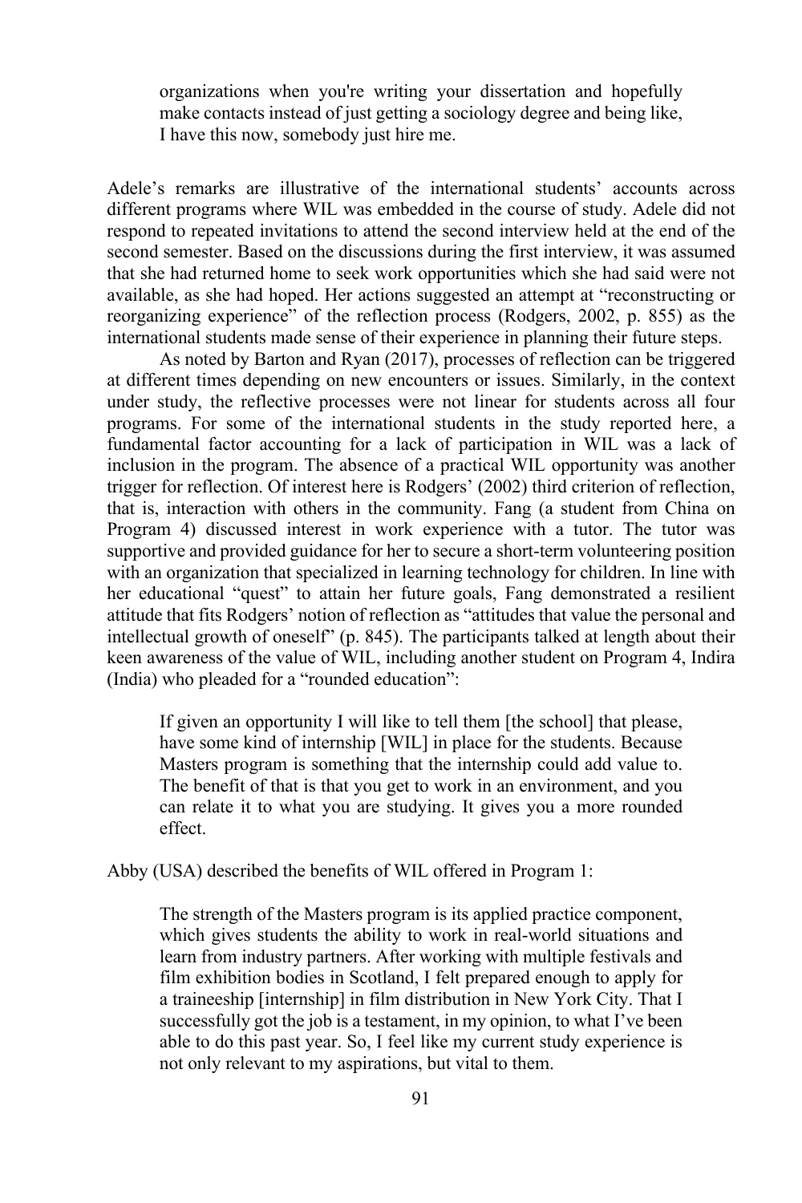> organizations when you're writing your dissertation and hopefully make contacts instead of just getting a sociology degree and being like, I have this now, somebody just hire me.

Adele's remarks are illustrative of the international students' accounts across different programs where WIL was embedded in the course of study. Adele did not respond to repeated invitations to attend the second interview held at the end of the second semester. Based on the discussions during the first interview, it was assumed that she had returned home to seek work opportunities which she had said were not available, as she had hoped. Her actions suggested an attempt at "reconstructing or reorganizing experience" of the reflection process (Rodgers, 2002, p. 855) as the international students made sense of their experience in planning their future steps.

As noted by Barton and Ryan (2017), processes of reflection can be triggered at different times depending on new encounters or issues. Similarly, in the context under study, the reflective processes were not linear for students across all four programs. For some of the international students in the study reported here, a fundamental factor accounting for a lack of participation in WIL was a lack of inclusion in the program. The absence of a practical WIL opportunity was another trigger for reflection. Of interest here is Rodgers' (2002) third criterion of reflection, that is, interaction with others in the community. Fang (a student from China on Program 4) discussed interest in work experience with a tutor. The tutor was supportive and provided guidance for her to secure a short-term volunteering position with an organization that specialized in learning technology for children. In line with her educational "quest" to attain her future goals, Fang demonstrated a resilient attitude that fits Rodgers' notion of reflection as "attitudes that value the personal and intellectual growth of oneself" (p. 845). The participants talked at length about their keen awareness of the value of WIL, including another student on Program 4, Indira (India) who pleaded for a "rounded education":

> If given an opportunity I will like to tell them [the school] that please, have some kind of internship [WIL] in place for the students. Because Masters program is something that the internship could add value to. The benefit of that is that you get to work in an environment, and you can relate it to what you are studying. It gives you a more rounded effect.

Abby (USA) described the benefits of WIL offered in Program 1:

> The strength of the Masters program is its applied practice component, which gives students the ability to work in real-world situations and learn from industry partners. After working with multiple festivals and film exhibition bodies in Scotland, I felt prepared enough to apply for a traineeship [internship] in film distribution in New York City. That I successfully got the job is a testament, in my opinion, to what I've been able to do this past year. So, I feel like my current study experience is not only relevant to my aspirations, but vital to them.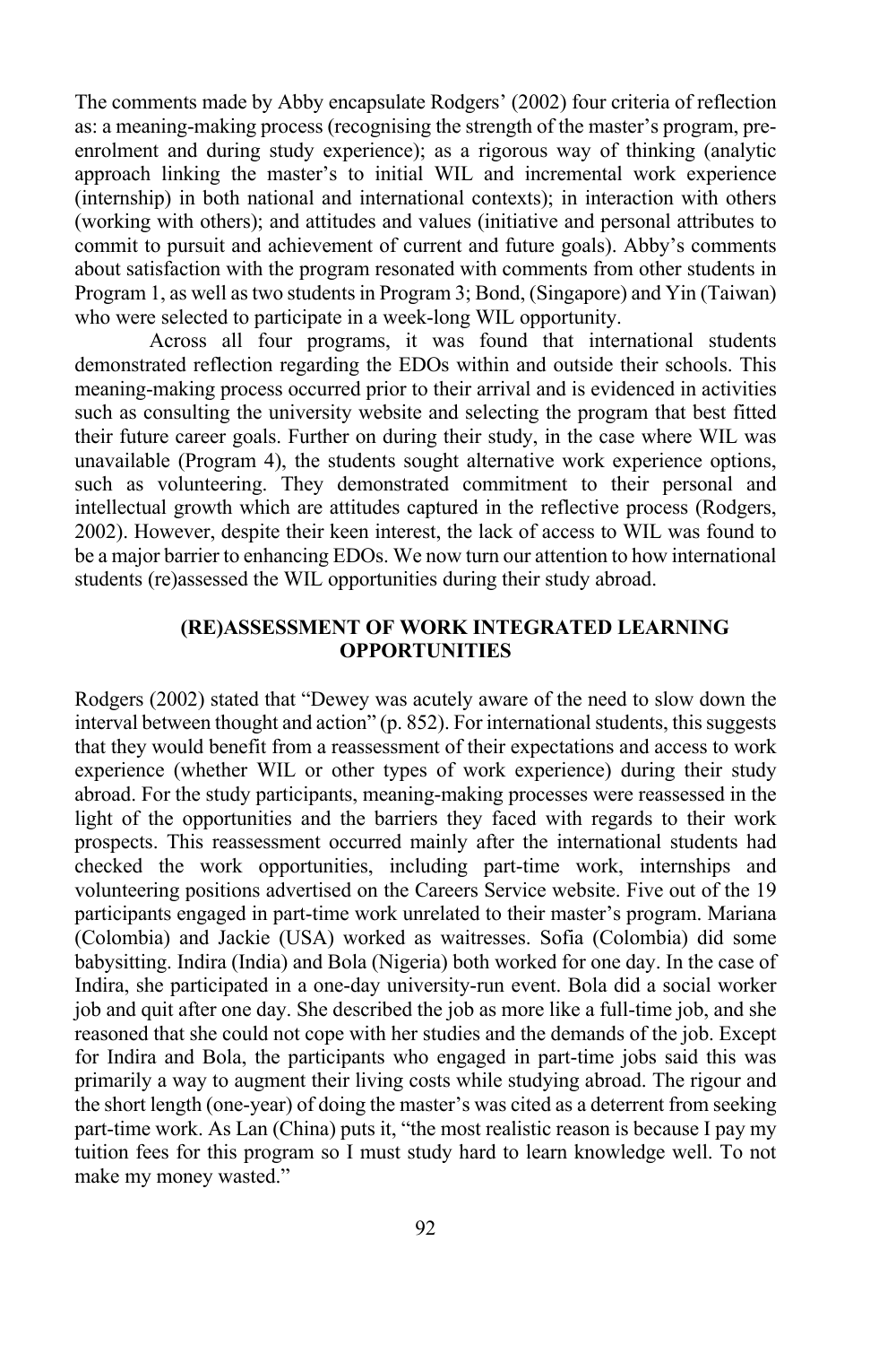The comments made by Abby encapsulate Rodgers' (2002) four criteria of reflection as: a meaning-making process (recognising the strength of the master's program, pre-enrolment and during study experience); as a rigorous way of thinking (analytic approach linking the master's to initial WIL and incremental work experience (internship) in both national and international contexts); in interaction with others (working with others); and attitudes and values (initiative and personal attributes to commit to pursuit and achievement of current and future goals). Abby's comments about satisfaction with the program resonated with comments from other students in Program 1, as well as two students in Program 3; Bond, (Singapore) and Yin (Taiwan) who were selected to participate in a week-long WIL opportunity.

Across all four programs, it was found that international students demonstrated reflection regarding the EDOs within and outside their schools. This meaning-making process occurred prior to their arrival and is evidenced in activities such as consulting the university website and selecting the program that best fitted their future career goals. Further on during their study, in the case where WIL was unavailable (Program 4), the students sought alternative work experience options, such as volunteering. They demonstrated commitment to their personal and intellectual growth which are attitudes captured in the reflective process (Rodgers, 2002). However, despite their keen interest, the lack of access to WIL was found to be a major barrier to enhancing EDOs. We now turn our attention to how international students (re)assessed the WIL opportunities during their study abroad.

## (RE)ASSESSMENT OF WORK INTEGRATED LEARNING OPPORTUNITIES

Rodgers (2002) stated that "Dewey was acutely aware of the need to slow down the interval between thought and action" (p. 852). For international students, this suggests that they would benefit from a reassessment of their expectations and access to work experience (whether WIL or other types of work experience) during their study abroad. For the study participants, meaning-making processes were reassessed in the light of the opportunities and the barriers they faced with regards to their work prospects. This reassessment occurred mainly after the international students had checked the work opportunities, including part-time work, internships and volunteering positions advertised on the Careers Service website. Five out of the 19 participants engaged in part-time work unrelated to their master's program. Mariana (Colombia) and Jackie (USA) worked as waitresses. Sofia (Colombia) did some babysitting. Indira (India) and Bola (Nigeria) both worked for one day. In the case of Indira, she participated in a one-day university-run event. Bola did a social worker job and quit after one day. She described the job as more like a full-time job, and she reasoned that she could not cope with her studies and the demands of the job. Except for Indira and Bola, the participants who engaged in part-time jobs said this was primarily a way to augment their living costs while studying abroad. The rigour and the short length (one-year) of doing the master's was cited as a deterrent from seeking part-time work. As Lan (China) puts it, "the most realistic reason is because I pay my tuition fees for this program so I must study hard to learn knowledge well. To not make my money wasted."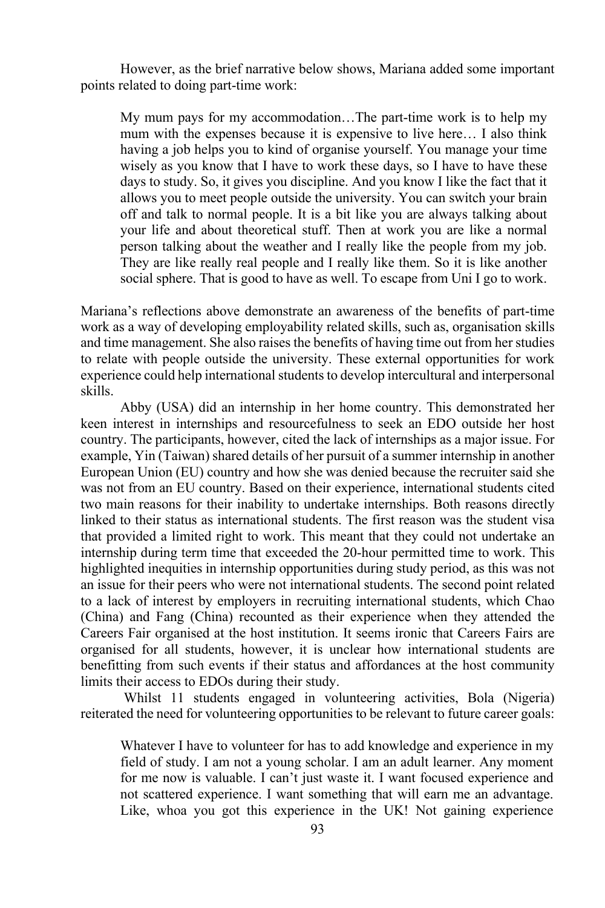However, as the brief narrative below shows, Mariana added some important points related to doing part-time work:

> My mum pays for my accommodation…The part-time work is to help my mum with the expenses because it is expensive to live here… I also think having a job helps you to kind of organise yourself. You manage your time wisely as you know that I have to work these days, so I have to have these days to study. So, it gives you discipline. And you know I like the fact that it allows you to meet people outside the university. You can switch your brain off and talk to normal people. It is a bit like you are always talking about your life and about theoretical stuff. Then at work you are like a normal person talking about the weather and I really like the people from my job. They are like really real people and I really like them. So it is like another social sphere. That is good to have as well. To escape from Uni I go to work.

Mariana's reflections above demonstrate an awareness of the benefits of part-time work as a way of developing employability related skills, such as, organisation skills and time management. She also raises the benefits of having time out from her studies to relate with people outside the university. These external opportunities for work experience could help international students to develop intercultural and interpersonal skills.

Abby (USA) did an internship in her home country. This demonstrated her keen interest in internships and resourcefulness to seek an EDO outside her host country. The participants, however, cited the lack of internships as a major issue. For example, Yin (Taiwan) shared details of her pursuit of a summer internship in another European Union (EU) country and how she was denied because the recruiter said she was not from an EU country. Based on their experience, international students cited two main reasons for their inability to undertake internships. Both reasons directly linked to their status as international students. The first reason was the student visa that provided a limited right to work. This meant that they could not undertake an internship during term time that exceeded the 20-hour permitted time to work. This highlighted inequities in internship opportunities during study period, as this was not an issue for their peers who were not international students. The second point related to a lack of interest by employers in recruiting international students, which Chao (China) and Fang (China) recounted as their experience when they attended the Careers Fair organised at the host institution. It seems ironic that Careers Fairs are organised for all students, however, it is unclear how international students are benefitting from such events if their status and affordances at the host community limits their access to EDOs during their study.

Whilst 11 students engaged in volunteering activities, Bola (Nigeria) reiterated the need for volunteering opportunities to be relevant to future career goals:

> Whatever I have to volunteer for has to add knowledge and experience in my field of study. I am not a young scholar. I am an adult learner. Any moment for me now is valuable. I can't just waste it. I want focused experience and not scattered experience. I want something that will earn me an advantage. Like, whoa you got this experience in the UK! Not gaining experience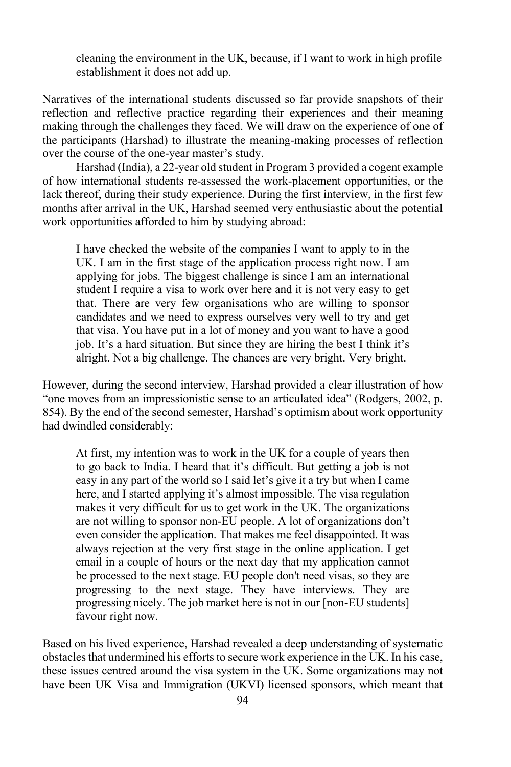> cleaning the environment in the UK, because, if I want to work in high profile establishment it does not add up.

Narratives of the international students discussed so far provide snapshots of their reflection and reflective practice regarding their experiences and their meaning making through the challenges they faced. We will draw on the experience of one of the participants (Harshad) to illustrate the meaning-making processes of reflection over the course of the one-year master's study.

Harshad (India), a 22-year old student in Program 3 provided a cogent example of how international students re-assessed the work-placement opportunities, or the lack thereof, during their study experience. During the first interview, in the first few months after arrival in the UK, Harshad seemed very enthusiastic about the potential work opportunities afforded to him by studying abroad:

> I have checked the website of the companies I want to apply to in the UK. I am in the first stage of the application process right now. I am applying for jobs. The biggest challenge is since I am an international student I require a visa to work over here and it is not very easy to get that. There are very few organisations who are willing to sponsor candidates and we need to express ourselves very well to try and get that visa. You have put in a lot of money and you want to have a good job. It's a hard situation. But since they are hiring the best I think it's alright. Not a big challenge. The chances are very bright. Very bright.

However, during the second interview, Harshad provided a clear illustration of how "one moves from an impressionistic sense to an articulated idea" (Rodgers, 2002, p. 854). By the end of the second semester, Harshad's optimism about work opportunity had dwindled considerably:

> At first, my intention was to work in the UK for a couple of years then to go back to India. I heard that it's difficult. But getting a job is not easy in any part of the world so I said let's give it a try but when I came here, and I started applying it's almost impossible. The visa regulation makes it very difficult for us to get work in the UK. The organizations are not willing to sponsor non-EU people. A lot of organizations don't even consider the application. That makes me feel disappointed. It was always rejection at the very first stage in the online application. I get email in a couple of hours or the next day that my application cannot be processed to the next stage. EU people don't need visas, so they are progressing to the next stage. They have interviews. They are progressing nicely. The job market here is not in our [non-EU students] favour right now.

Based on his lived experience, Harshad revealed a deep understanding of systematic obstacles that undermined his efforts to secure work experience in the UK. In his case, these issues centred around the visa system in the UK. Some organizations may not have been UK Visa and Immigration (UKVI) licensed sponsors, which meant that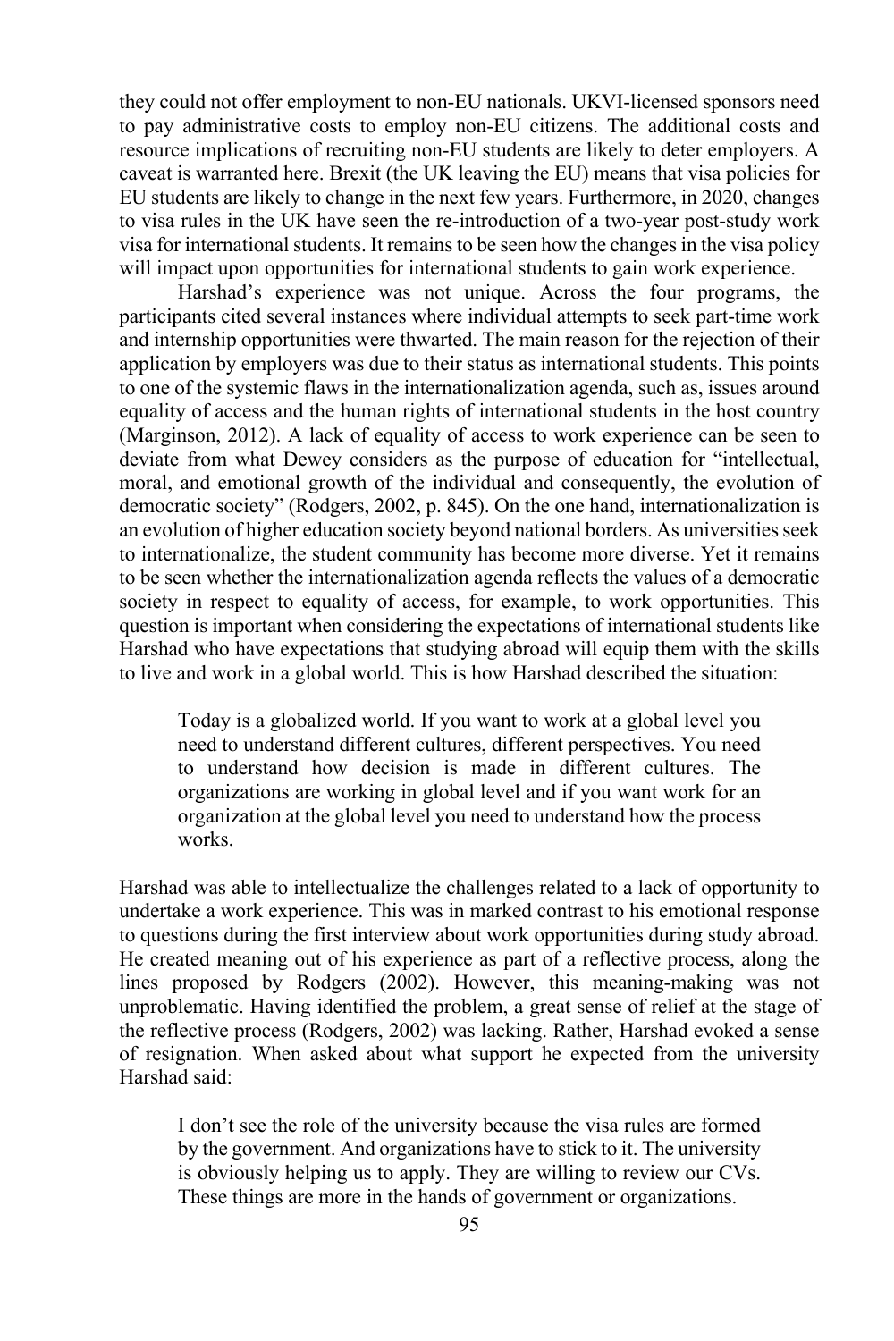they could not offer employment to non-EU nationals. UKVI-licensed sponsors need to pay administrative costs to employ non-EU citizens. The additional costs and resource implications of recruiting non-EU students are likely to deter employers. A caveat is warranted here. Brexit (the UK leaving the EU) means that visa policies for EU students are likely to change in the next few years. Furthermore, in 2020, changes to visa rules in the UK have seen the re-introduction of a two-year post-study work visa for international students. It remains to be seen how the changes in the visa policy will impact upon opportunities for international students to gain work experience.

Harshad's experience was not unique. Across the four programs, the participants cited several instances where individual attempts to seek part-time work and internship opportunities were thwarted. The main reason for the rejection of their application by employers was due to their status as international students. This points to one of the systemic flaws in the internationalization agenda, such as, issues around equality of access and the human rights of international students in the host country (Marginson, 2012). A lack of equality of access to work experience can be seen to deviate from what Dewey considers as the purpose of education for "intellectual, moral, and emotional growth of the individual and consequently, the evolution of democratic society" (Rodgers, 2002, p. 845). On the one hand, internationalization is an evolution of higher education society beyond national borders. As universities seek to internationalize, the student community has become more diverse. Yet it remains to be seen whether the internationalization agenda reflects the values of a democratic society in respect to equality of access, for example, to work opportunities. This question is important when considering the expectations of international students like Harshad who have expectations that studying abroad will equip them with the skills to live and work in a global world. This is how Harshad described the situation:

> Today is a globalized world. If you want to work at a global level you need to understand different cultures, different perspectives. You need to understand how decision is made in different cultures. The organizations are working in global level and if you want work for an organization at the global level you need to understand how the process works.

Harshad was able to intellectualize the challenges related to a lack of opportunity to undertake a work experience. This was in marked contrast to his emotional response to questions during the first interview about work opportunities during study abroad. He created meaning out of his experience as part of a reflective process, along the lines proposed by Rodgers (2002). However, this meaning-making was not unproblematic. Having identified the problem, a great sense of relief at the stage of the reflective process (Rodgers, 2002) was lacking. Rather, Harshad evoked a sense of resignation. When asked about what support he expected from the university Harshad said:

> I don't see the role of the university because the visa rules are formed by the government. And organizations have to stick to it. The university is obviously helping us to apply. They are willing to review our CVs. These things are more in the hands of government or organizations.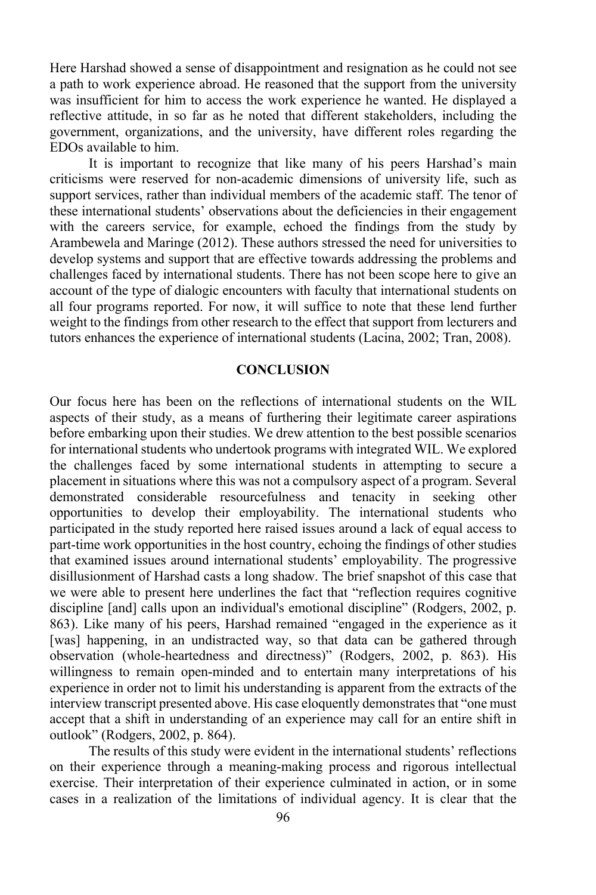Here Harshad showed a sense of disappointment and resignation as he could not see a path to work experience abroad. He reasoned that the support from the university was insufficient for him to access the work experience he wanted. He displayed a reflective attitude, in so far as he noted that different stakeholders, including the government, organizations, and the university, have different roles regarding the EDOs available to him.

It is important to recognize that like many of his peers Harshad's main criticisms were reserved for non-academic dimensions of university life, such as support services, rather than individual members of the academic staff. The tenor of these international students' observations about the deficiencies in their engagement with the careers service, for example, echoed the findings from the study by Arambewela and Maringe (2012). These authors stressed the need for universities to develop systems and support that are effective towards addressing the problems and challenges faced by international students. There has not been scope here to give an account of the type of dialogic encounters with faculty that international students on all four programs reported. For now, it will suffice to note that these lend further weight to the findings from other research to the effect that support from lecturers and tutors enhances the experience of international students (Lacina, 2002; Tran, 2008).

## CONCLUSION

Our focus here has been on the reflections of international students on the WIL aspects of their study, as a means of furthering their legitimate career aspirations before embarking upon their studies. We drew attention to the best possible scenarios for international students who undertook programs with integrated WIL. We explored the challenges faced by some international students in attempting to secure a placement in situations where this was not a compulsory aspect of a program. Several demonstrated considerable resourcefulness and tenacity in seeking other opportunities to develop their employability. The international students who participated in the study reported here raised issues around a lack of equal access to part-time work opportunities in the host country, echoing the findings of other studies that examined issues around international students' employability. The progressive disillusionment of Harshad casts a long shadow. The brief snapshot of this case that we were able to present here underlines the fact that "reflection requires cognitive discipline [and] calls upon an individual's emotional discipline" (Rodgers, 2002, p. 863). Like many of his peers, Harshad remained "engaged in the experience as it [was] happening, in an undistracted way, so that data can be gathered through observation (whole-heartedness and directness)" (Rodgers, 2002, p. 863). His willingness to remain open-minded and to entertain many interpretations of his experience in order not to limit his understanding is apparent from the extracts of the interview transcript presented above. His case eloquently demonstrates that "one must accept that a shift in understanding of an experience may call for an entire shift in outlook" (Rodgers, 2002, p. 864).

The results of this study were evident in the international students' reflections on their experience through a meaning-making process and rigorous intellectual exercise. Their interpretation of their experience culminated in action, or in some cases in a realization of the limitations of individual agency. It is clear that the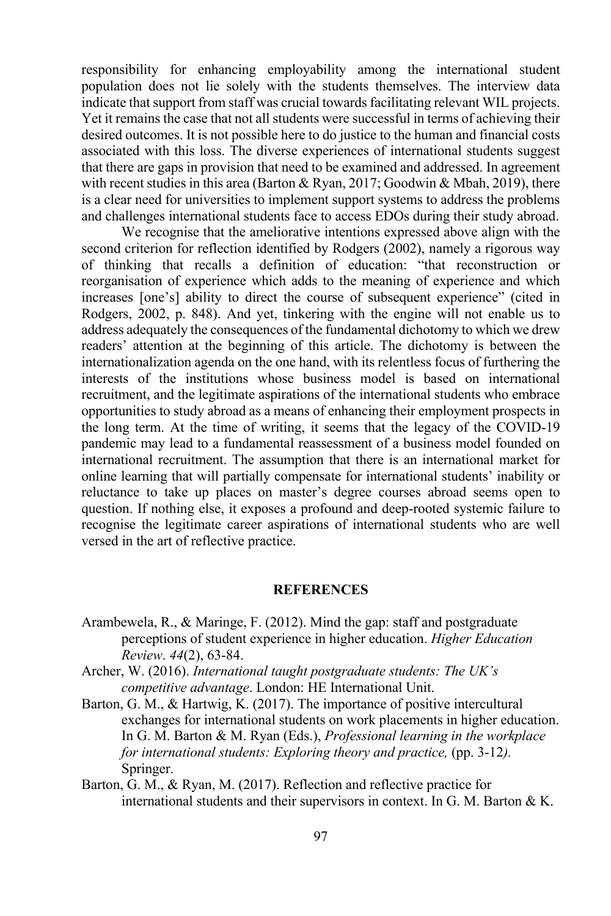responsibility for enhancing employability among the international student population does not lie solely with the students themselves. The interview data indicate that support from staff was crucial towards facilitating relevant WIL projects. Yet it remains the case that not all students were successful in terms of achieving their desired outcomes. It is not possible here to do justice to the human and financial costs associated with this loss. The diverse experiences of international students suggest that there are gaps in provision that need to be examined and addressed. In agreement with recent studies in this area (Barton & Ryan, 2017; Goodwin & Mbah, 2019), there is a clear need for universities to implement support systems to address the problems and challenges international students face to access EDOs during their study abroad.

We recognise that the ameliorative intentions expressed above align with the second criterion for reflection identified by Rodgers (2002), namely a rigorous way of thinking that recalls a definition of education: "that reconstruction or reorganisation of experience which adds to the meaning of experience and which increases [one's] ability to direct the course of subsequent experience" (cited in Rodgers, 2002, p. 848). And yet, tinkering with the engine will not enable us to address adequately the consequences of the fundamental dichotomy to which we drew readers' attention at the beginning of this article. The dichotomy is between the internationalization agenda on the one hand, with its relentless focus of furthering the interests of the institutions whose business model is based on international recruitment, and the legitimate aspirations of the international students who embrace opportunities to study abroad as a means of enhancing their employment prospects in the long term. At the time of writing, it seems that the legacy of the COVID-19 pandemic may lead to a fundamental reassessment of a business model founded on international recruitment. The assumption that there is an international market for online learning that will partially compensate for international students' inability or reluctance to take up places on master's degree courses abroad seems open to question. If nothing else, it exposes a profound and deep-rooted systemic failure to recognise the legitimate career aspirations of international students who are well versed in the art of reflective practice.

## REFERENCES

Arambewela, R., & Maringe, F. (2012). Mind the gap: staff and postgraduate perceptions of student experience in higher education. *Higher Education Review*. *44*(2), 63-84.

Archer, W. (2016). *International taught postgraduate students: The UK's competitive advantage*. London: HE International Unit.

Barton, G. M., & Hartwig, K. (2017). The importance of positive intercultural exchanges for international students on work placements in higher education. In G. M. Barton & M. Ryan (Eds.), *Professional learning in the workplace for international students: Exploring theory and practice,* (pp. 3-12*).* Springer.

Barton, G. M., & Ryan, M. (2017). Reflection and reflective practice for international students and their supervisors in context. In G. M. Barton & K.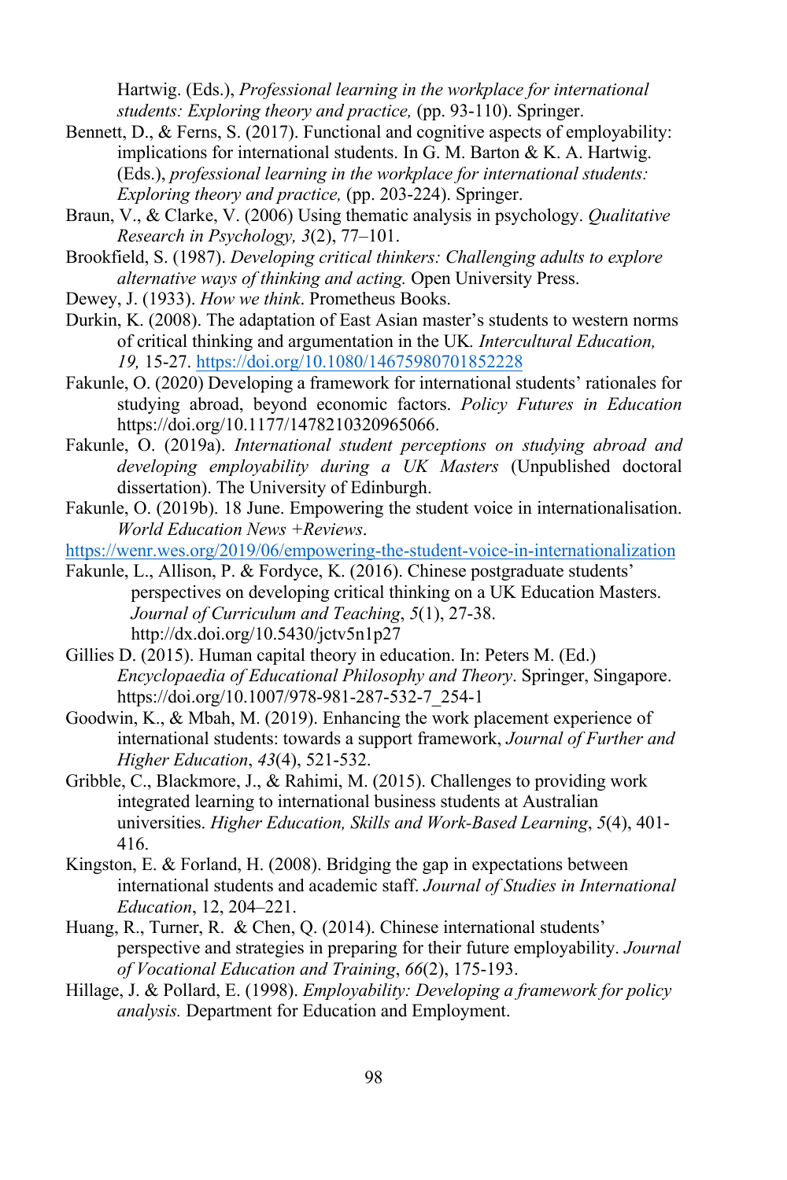Hartwig. (Eds.), *Professional learning in the workplace for international students: Exploring theory and practice,* (pp. 93-110). Springer.

Bennett, D., & Ferns, S. (2017). Functional and cognitive aspects of employability: implications for international students. In G. M. Barton & K. A. Hartwig. (Eds.), *professional learning in the workplace for international students: Exploring theory and practice,* (pp. 203-224). Springer.

Braun, V., & Clarke, V. (2006) Using thematic analysis in psychology. *Qualitative Research in Psychology, 3*(2), 77–101.

Brookfield, S. (1987). *Developing critical thinkers: Challenging adults to explore alternative ways of thinking and acting.* Open University Press.

Dewey, J. (1933). *How we think*. Prometheus Books.

Durkin, K. (2008). The adaptation of East Asian master's students to western norms of critical thinking and argumentation in the UK. *Intercultural Education, 19,* 15-27. https://doi.org/10.1080/14675980701852228

Fakunle, O. (2020) Developing a framework for international students' rationales for studying abroad, beyond economic factors. *Policy Futures in Education* https://doi.org/10.1177/1478210320965066.

Fakunle, O. (2019a). *International student perceptions on studying abroad and developing employability during a UK Masters* (Unpublished doctoral dissertation). The University of Edinburgh.

Fakunle, O. (2019b). 18 June. Empowering the student voice in internationalisation. *World Education News +Reviews*.
https://wenr.wes.org/2019/06/empowering-the-student-voice-in-internationalization

Fakunle, L., Allison, P. & Fordyce, K. (2016). Chinese postgraduate students' perspectives on developing critical thinking on a UK Education Masters. *Journal of Curriculum and Teaching*, *5*(1), 27-38. http://dx.doi.org/10.5430/jctv5n1p27

Gillies D. (2015). Human capital theory in education. In: Peters M. (Ed.) *Encyclopaedia of Educational Philosophy and Theory*. Springer, Singapore. https://doi.org/10.1007/978-981-287-532-7_254-1

Goodwin, K., & Mbah, M. (2019). Enhancing the work placement experience of international students: towards a support framework, *Journal of Further and Higher Education*, *43*(4), 521-532.

Gribble, C., Blackmore, J., & Rahimi, M. (2015). Challenges to providing work integrated learning to international business students at Australian universities. *Higher Education, Skills and Work-Based Learning*, *5*(4), 401-416.

Kingston, E. & Forland, H. (2008). Bridging the gap in expectations between international students and academic staff. *Journal of Studies in International Education*, 12, 204–221.

Huang, R., Turner, R. & Chen, Q. (2014). Chinese international students' perspective and strategies in preparing for their future employability. *Journal of Vocational Education and Training*, *66*(2), 175-193.

Hillage, J. & Pollard, E. (1998). *Employability: Developing a framework for policy analysis.* Department for Education and Employment.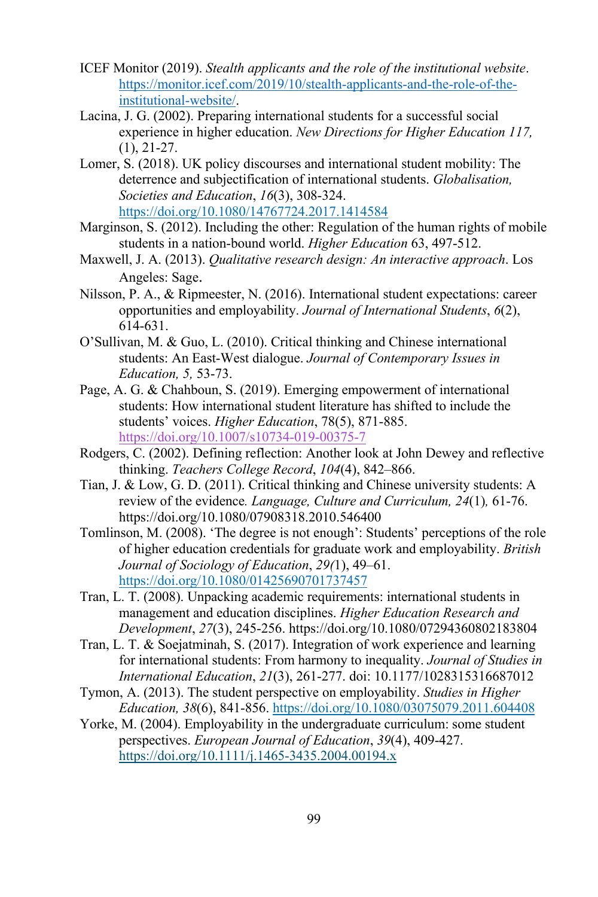ICEF Monitor (2019). *Stealth applicants and the role of the institutional website*. https://monitor.icef.com/2019/10/stealth-applicants-and-the-role-of-the-institutional-website/.

Lacina, J. G. (2002). Preparing international students for a successful social experience in higher education. *New Directions for Higher Education 117,* (1), 21-27.

Lomer, S. (2018). UK policy discourses and international student mobility: The deterrence and subjectification of international students. *Globalisation, Societies and Education*, *16*(3), 308-324. https://doi.org/10.1080/14767724.2017.1414584

Marginson, S. (2012). Including the other: Regulation of the human rights of mobile students in a nation-bound world. *Higher Education* 63, 497-512.

Maxwell, J. A. (2013). *Qualitative research design: An interactive approach*. Los Angeles: Sage.

Nilsson, P. A., & Ripmeester, N. (2016). International student expectations: career opportunities and employability. *Journal of International Students*, *6*(2), 614-631.

O'Sullivan, M. & Guo, L. (2010). Critical thinking and Chinese international students: An East-West dialogue. *Journal of Contemporary Issues in Education, 5,* 53-73.

Page, A. G. & Chahboun, S. (2019). Emerging empowerment of international students: How international student literature has shifted to include the students' voices. *Higher Education*, 78(5), 871-885. https://doi.org/10.1007/s10734-019-00375-7

Rodgers, C. (2002). Defining reflection: Another look at John Dewey and reflective thinking. *Teachers College Record*, *104*(4), 842–866.

Tian, J. & Low, G. D. (2011). Critical thinking and Chinese university students: A review of the evidence*. Language, Culture and Curriculum, 24*(1)*,* 61-76. https://doi.org/10.1080/07908318.2010.546400

Tomlinson, M. (2008). 'The degree is not enough': Students' perceptions of the role of higher education credentials for graduate work and employability. *British Journal of Sociology of Education*, *29(*1), 49–61. https://doi.org/10.1080/01425690701737457

Tran, L. T. (2008). Unpacking academic requirements: international students in management and education disciplines. *Higher Education Research and Development*, *27*(3), 245-256. https://doi.org/10.1080/07294360802183804

Tran, L. T. & Soejatminah, S. (2017). Integration of work experience and learning for international students: From harmony to inequality. *Journal of Studies in International Education*, *21*(3), 261-277. doi: 10.1177/1028315316687012

Tymon, A. (2013). The student perspective on employability. *Studies in Higher Education, 38*(6), 841-856. https://doi.org/10.1080/03075079.2011.604408

Yorke, M. (2004). Employability in the undergraduate curriculum: some student perspectives. *European Journal of Education*, *39*(4), 409-427. https://doi.org/10.1111/j.1465-3435.2004.00194.x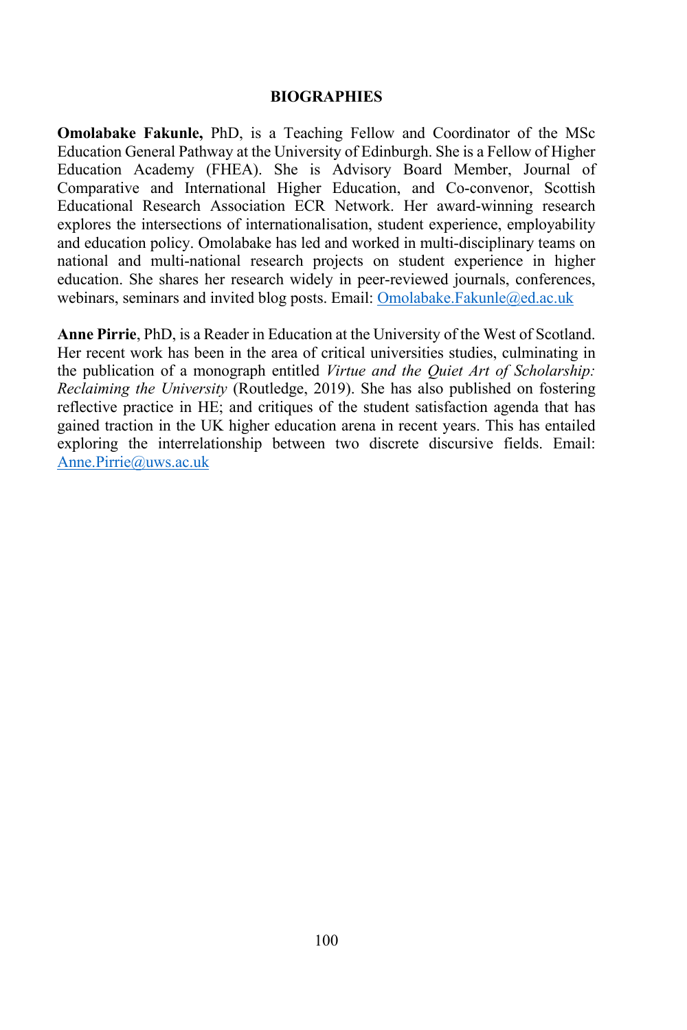## BIOGRAPHIES

**Omolabake Fakunle,** PhD, is a Teaching Fellow and Coordinator of the MSc Education General Pathway at the University of Edinburgh. She is a Fellow of Higher Education Academy (FHEA). She is Advisory Board Member, Journal of Comparative and International Higher Education, and Co-convenor, Scottish Educational Research Association ECR Network. Her award-winning research explores the intersections of internationalisation, student experience, employability and education policy. Omolabake has led and worked in multi-disciplinary teams on national and multi-national research projects on student experience in higher education. She shares her research widely in peer-reviewed journals, conferences, webinars, seminars and invited blog posts. Email: Omolabake.Fakunle@ed.ac.uk

**Anne Pirrie**, PhD, is a Reader in Education at the University of the West of Scotland. Her recent work has been in the area of critical universities studies, culminating in the publication of a monograph entitled *Virtue and the Quiet Art of Scholarship: Reclaiming the University* (Routledge, 2019). She has also published on fostering reflective practice in HE; and critiques of the student satisfaction agenda that has gained traction in the UK higher education arena in recent years. This has entailed exploring the interrelationship between two discrete discursive fields. Email: Anne.Pirrie@uws.ac.uk